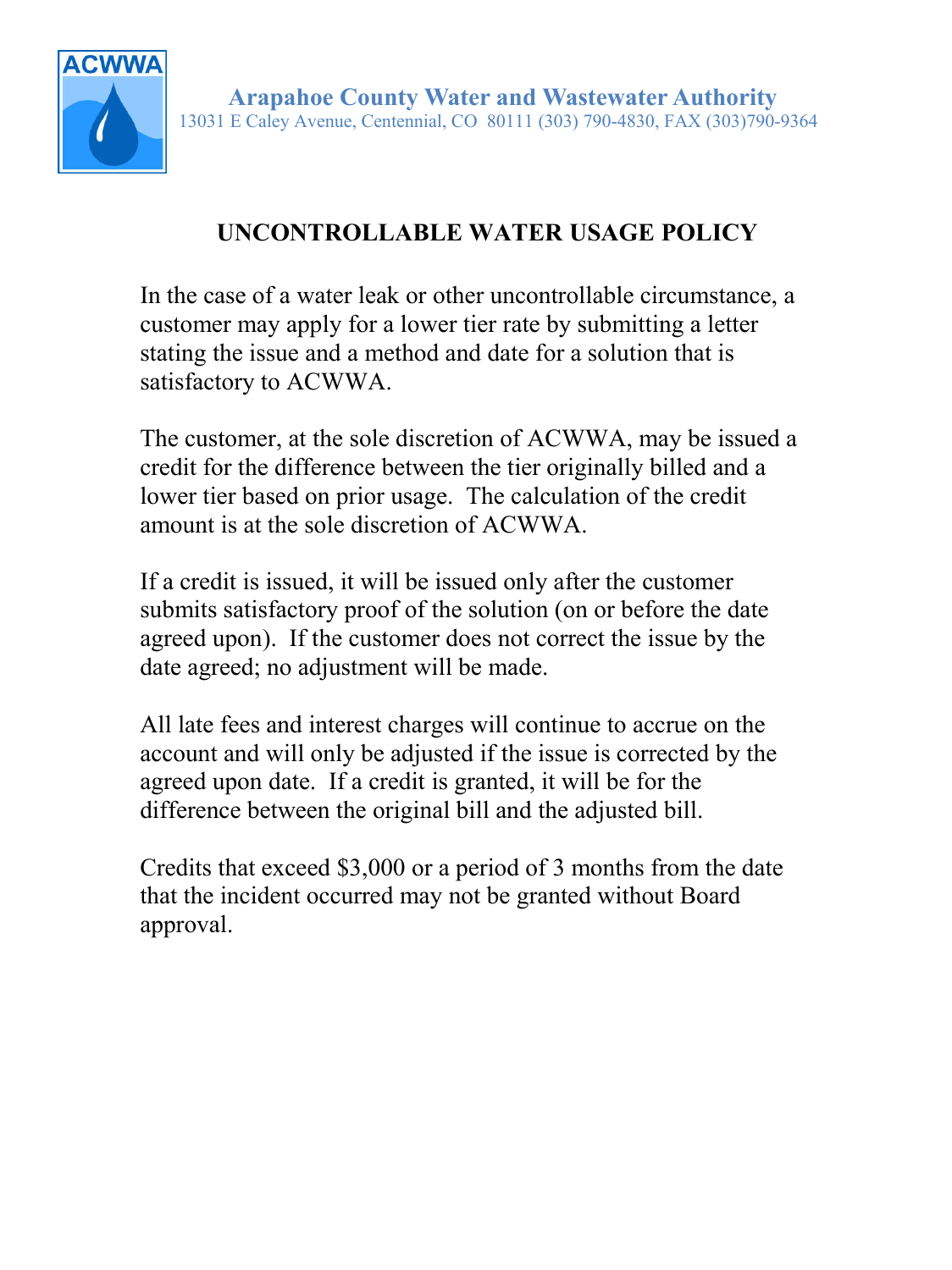ACWWA

**Arapahoe County Water and Wastewater Authority**
13031 E Caley Avenue, Centennial, CO 80111 (303) 790-4830, FAX (303)790-9364

# UNCONTROLLABLE WATER USAGE POLICY

In the case of a water leak or other uncontrollable circumstance, a customer may apply for a lower tier rate by submitting a letter stating the issue and a method and date for a solution that is satisfactory to ACWWA.

The customer, at the sole discretion of ACWWA, may be issued a credit for the difference between the tier originally billed and a lower tier based on prior usage. The calculation of the credit amount is at the sole discretion of ACWWA.

If a credit is issued, it will be issued only after the customer submits satisfactory proof of the solution (on or before the date agreed upon). If the customer does not correct the issue by the date agreed; no adjustment will be made.

All late fees and interest charges will continue to accrue on the account and will only be adjusted if the issue is corrected by the agreed upon date. If a credit is granted, it will be for the difference between the original bill and the adjusted bill.

Credits that exceed $3,000 or a period of 3 months from the date that the incident occurred may not be granted without Board approval.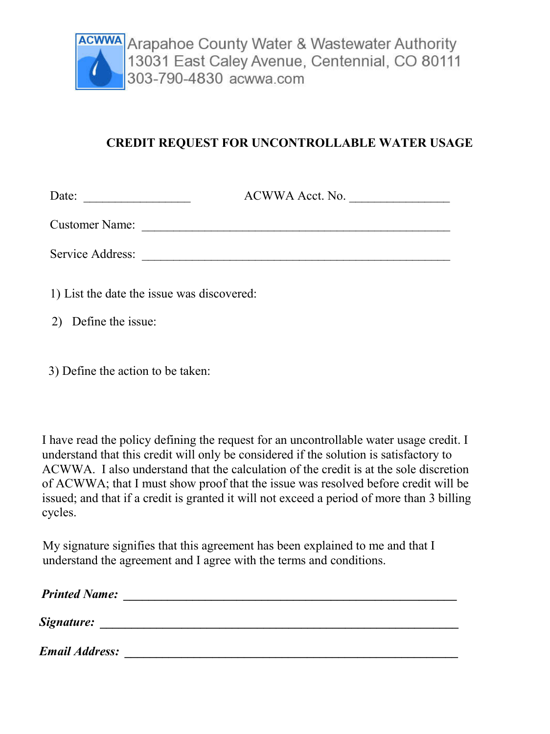ACWWA Arapahoe County Water & Wastewater Authority
13031 East Caley Avenue, Centennial, CO 80111
303-790-4830 acwwa.com

## CREDIT REQUEST FOR UNCONTROLLABLE WATER USAGE

Date: _________________ ACWWA Acct. No. ________________

Customer Name: __________________________________________________

Service Address: __________________________________________________

1) List the date the issue was discovered:

2) Define the issue:

3) Define the action to be taken:

I have read the policy defining the request for an uncontrollable water usage credit. I understand that this credit will only be considered if the solution is satisfactory to ACWWA. I also understand that the calculation of the credit is at the sole discretion of ACWWA; that I must show proof that the issue was resolved before credit will be issued; and that if a credit is granted it will not exceed a period of more than 3 billing cycles.

My signature signifies that this agreement has been explained to me and that I understand the agreement and I agree with the terms and conditions.

***Printed Name:*** _____________________________________________________

***Signature:*** _________________________________________________________

***Email Address:*** _____________________________________________________